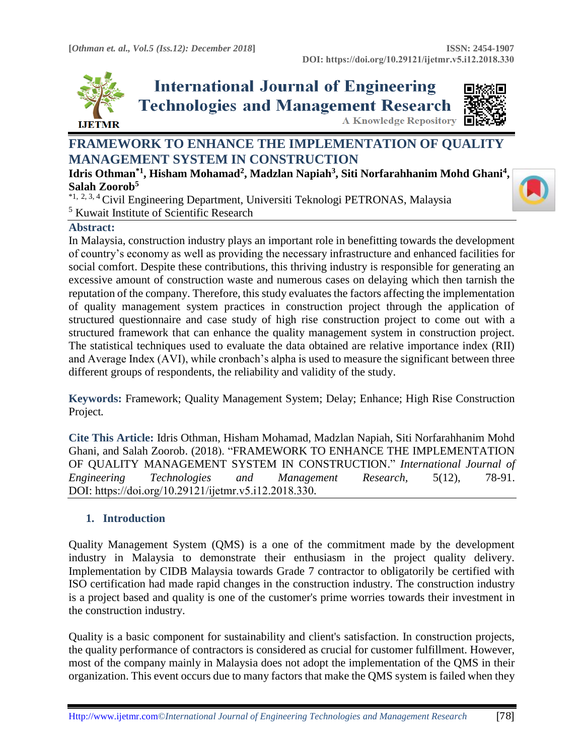# FRAMEWORK TO ENHANCE THE IMPLEMENTATION OF QUALITY MANAGEMENT SYSTEM IN CONSTRUCTION

**Idris Othman*[1], Hisham Mohamad[2], Madzlan Napiah[3], Siti Norfarahhanim Mohd Ghani[4], Salah Zoorob[5]**

[*1, 2, 3, 4] Civil Engineering Department, Universiti Teknologi PETRONAS, Malaysia
[5] Kuwait Institute of Scientific Research

## Abstract:

In Malaysia, construction industry plays an important role in benefitting towards the development of country's economy as well as providing the necessary infrastructure and enhanced facilities for social comfort. Despite these contributions, this thriving industry is responsible for generating an excessive amount of construction waste and numerous cases on delaying which then tarnish the reputation of the company. Therefore, this study evaluates the factors affecting the implementation of quality management system practices in construction project through the application of structured questionnaire and case study of high rise construction project to come out with a structured framework that can enhance the quality management system in construction project. The statistical techniques used to evaluate the data obtained are relative importance index (RII) and Average Index (AVI), while cronbach's alpha is used to measure the significant between three different groups of respondents, the reliability and validity of the study.

**Keywords:** Framework; Quality Management System; Delay; Enhance; High Rise Construction Project.

**Cite This Article:** Idris Othman, Hisham Mohamad, Madzlan Napiah, Siti Norfarahhanim Mohd Ghani, and Salah Zoorob. (2018). "FRAMEWORK TO ENHANCE THE IMPLEMENTATION OF QUALITY MANAGEMENT SYSTEM IN CONSTRUCTION." *International Journal of Engineering Technologies and Management Research,* 5(12), 78-91. DOI: https://doi.org/10.29121/ijetmr.v5.i12.2018.330.

## 1. Introduction

Quality Management System (QMS) is a one of the commitment made by the development industry in Malaysia to demonstrate their enthusiasm in the project quality delivery. Implementation by CIDB Malaysia towards Grade 7 contractor to obligatorily be certified with ISO certification had made rapid changes in the construction industry. The construction industry is a project based and quality is one of the customer's prime worries towards their investment in the construction industry.

Quality is a basic component for sustainability and client's satisfaction. In construction projects, the quality performance of contractors is considered as crucial for customer fulfillment. However, most of the company mainly in Malaysia does not adopt the implementation of the QMS in their organization. This event occurs due to many factors that make the QMS system is failed when they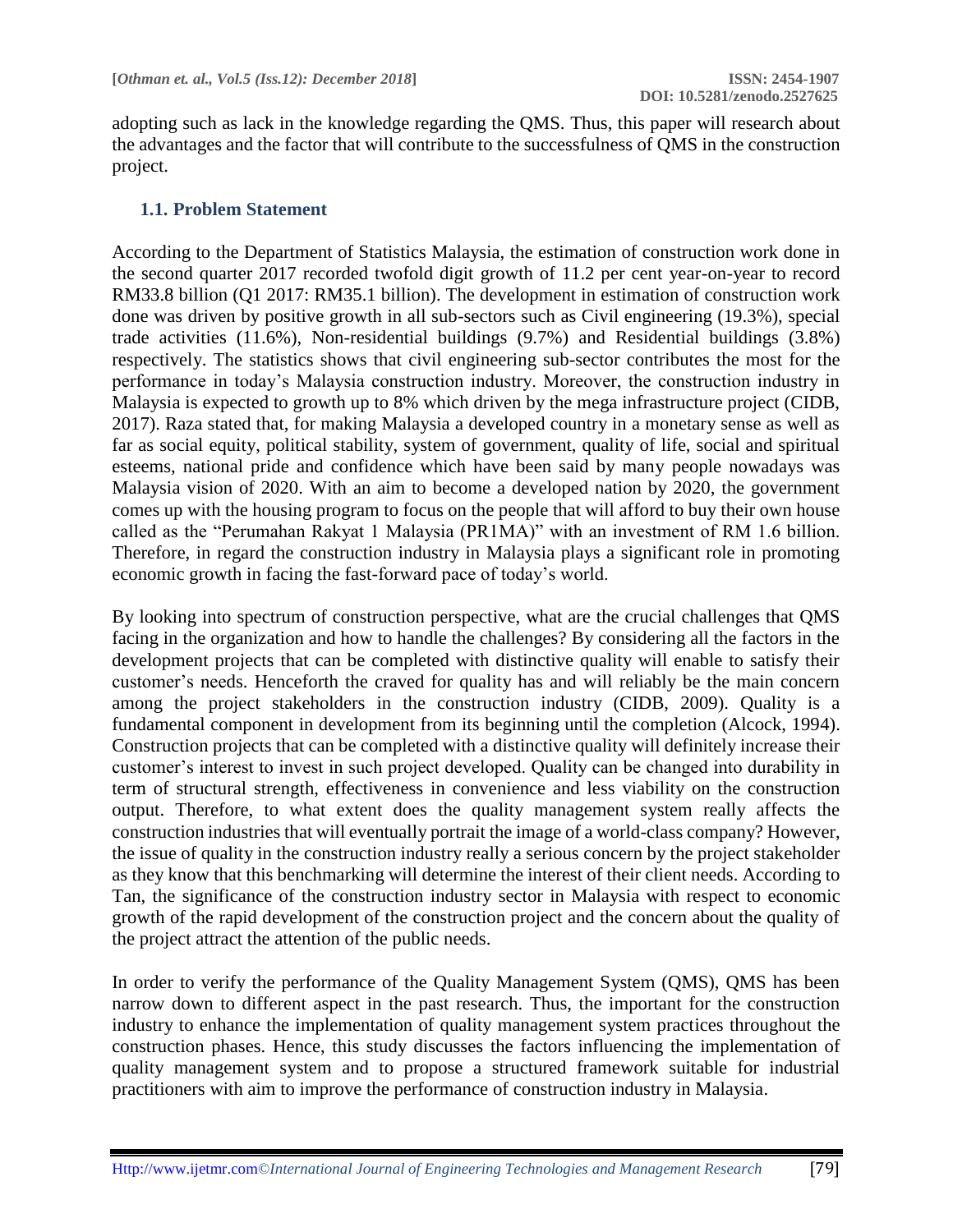adopting such as lack in the knowledge regarding the QMS. Thus, this paper will research about the advantages and the factor that will contribute to the successfulness of QMS in the construction project.

## 1.1. Problem Statement

According to the Department of Statistics Malaysia, the estimation of construction work done in the second quarter 2017 recorded twofold digit growth of 11.2 per cent year-on-year to record RM33.8 billion (Q1 2017: RM35.1 billion). The development in estimation of construction work done was driven by positive growth in all sub-sectors such as Civil engineering (19.3%), special trade activities (11.6%), Non-residential buildings (9.7%) and Residential buildings (3.8%) respectively. The statistics shows that civil engineering sub-sector contributes the most for the performance in today's Malaysia construction industry. Moreover, the construction industry in Malaysia is expected to growth up to 8% which driven by the mega infrastructure project (CIDB, 2017). Raza stated that, for making Malaysia a developed country in a monetary sense as well as far as social equity, political stability, system of government, quality of life, social and spiritual esteems, national pride and confidence which have been said by many people nowadays was Malaysia vision of 2020. With an aim to become a developed nation by 2020, the government comes up with the housing program to focus on the people that will afford to buy their own house called as the "Perumahan Rakyat 1 Malaysia (PR1MA)" with an investment of RM 1.6 billion. Therefore, in regard the construction industry in Malaysia plays a significant role in promoting economic growth in facing the fast-forward pace of today's world.

By looking into spectrum of construction perspective, what are the crucial challenges that QMS facing in the organization and how to handle the challenges? By considering all the factors in the development projects that can be completed with distinctive quality will enable to satisfy their customer's needs. Henceforth the craved for quality has and will reliably be the main concern among the project stakeholders in the construction industry (CIDB, 2009). Quality is a fundamental component in development from its beginning until the completion (Alcock, 1994). Construction projects that can be completed with a distinctive quality will definitely increase their customer's interest to invest in such project developed. Quality can be changed into durability in term of structural strength, effectiveness in convenience and less viability on the construction output. Therefore, to what extent does the quality management system really affects the construction industries that will eventually portrait the image of a world-class company? However, the issue of quality in the construction industry really a serious concern by the project stakeholder as they know that this benchmarking will determine the interest of their client needs. According to Tan, the significance of the construction industry sector in Malaysia with respect to economic growth of the rapid development of the construction project and the concern about the quality of the project attract the attention of the public needs.

In order to verify the performance of the Quality Management System (QMS), QMS has been narrow down to different aspect in the past research. Thus, the important for the construction industry to enhance the implementation of quality management system practices throughout the construction phases. Hence, this study discusses the factors influencing the implementation of quality management system and to propose a structured framework suitable for industrial practitioners with aim to improve the performance of construction industry in Malaysia.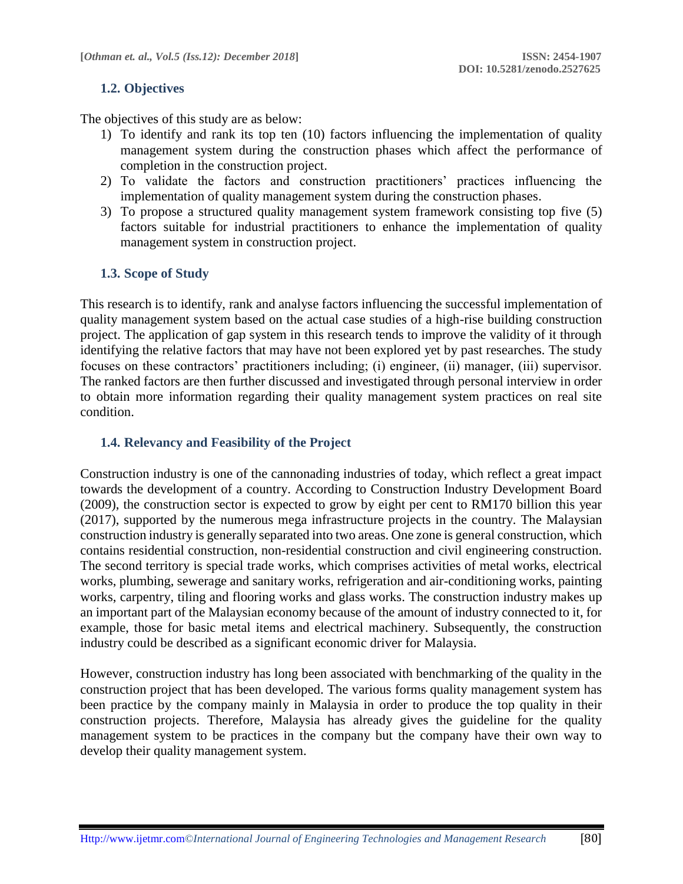### 1.2. Objectives

The objectives of this study are as below:

1) To identify and rank its top ten (10) factors influencing the implementation of quality management system during the construction phases which affect the performance of completion in the construction project.
2) To validate the factors and construction practitioners' practices influencing the implementation of quality management system during the construction phases.
3) To propose a structured quality management system framework consisting top five (5) factors suitable for industrial practitioners to enhance the implementation of quality management system in construction project.

### 1.3. Scope of Study

This research is to identify, rank and analyse factors influencing the successful implementation of quality management system based on the actual case studies of a high-rise building construction project. The application of gap system in this research tends to improve the validity of it through identifying the relative factors that may have not been explored yet by past researches. The study focuses on these contractors' practitioners including; (i) engineer, (ii) manager, (iii) supervisor. The ranked factors are then further discussed and investigated through personal interview in order to obtain more information regarding their quality management system practices on real site condition.

### 1.4. Relevancy and Feasibility of the Project

Construction industry is one of the cannonading industries of today, which reflect a great impact towards the development of a country. According to Construction Industry Development Board (2009), the construction sector is expected to grow by eight per cent to RM170 billion this year (2017), supported by the numerous mega infrastructure projects in the country. The Malaysian construction industry is generally separated into two areas. One zone is general construction, which contains residential construction, non-residential construction and civil engineering construction. The second territory is special trade works, which comprises activities of metal works, electrical works, plumbing, sewerage and sanitary works, refrigeration and air-conditioning works, painting works, carpentry, tiling and flooring works and glass works. The construction industry makes up an important part of the Malaysian economy because of the amount of industry connected to it, for example, those for basic metal items and electrical machinery. Subsequently, the construction industry could be described as a significant economic driver for Malaysia.

However, construction industry has long been associated with benchmarking of the quality in the construction project that has been developed. The various forms quality management system has been practice by the company mainly in Malaysia in order to produce the top quality in their construction projects. Therefore, Malaysia has already gives the guideline for the quality management system to be practices in the company but the company have their own way to develop their quality management system.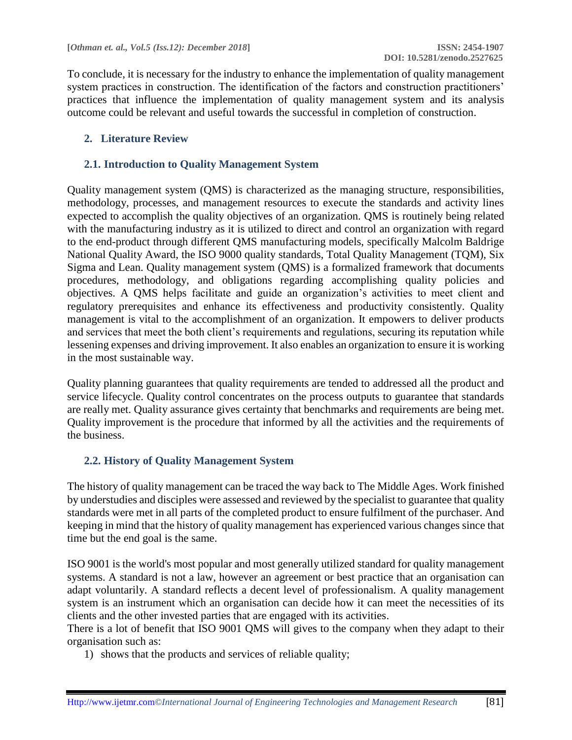To conclude, it is necessary for the industry to enhance the implementation of quality management system practices in construction. The identification of the factors and construction practitioners' practices that influence the implementation of quality management system and its analysis outcome could be relevant and useful towards the successful in completion of construction.

## 2. Literature Review

### 2.1. Introduction to Quality Management System

Quality management system (QMS) is characterized as the managing structure, responsibilities, methodology, processes, and management resources to execute the standards and activity lines expected to accomplish the quality objectives of an organization. QMS is routinely being related with the manufacturing industry as it is utilized to direct and control an organization with regard to the end-product through different QMS manufacturing models, specifically Malcolm Baldrige National Quality Award, the ISO 9000 quality standards, Total Quality Management (TQM), Six Sigma and Lean. Quality management system (QMS) is a formalized framework that documents procedures, methodology, and obligations regarding accomplishing quality policies and objectives. A QMS helps facilitate and guide an organization's activities to meet client and regulatory prerequisites and enhance its effectiveness and productivity consistently. Quality management is vital to the accomplishment of an organization. It empowers to deliver products and services that meet the both client's requirements and regulations, securing its reputation while lessening expenses and driving improvement. It also enables an organization to ensure it is working in the most sustainable way.

Quality planning guarantees that quality requirements are tended to addressed all the product and service lifecycle. Quality control concentrates on the process outputs to guarantee that standards are really met. Quality assurance gives certainty that benchmarks and requirements are being met. Quality improvement is the procedure that informed by all the activities and the requirements of the business.

### 2.2. History of Quality Management System

The history of quality management can be traced the way back to The Middle Ages. Work finished by understudies and disciples were assessed and reviewed by the specialist to guarantee that quality standards were met in all parts of the completed product to ensure fulfilment of the purchaser. And keeping in mind that the history of quality management has experienced various changes since that time but the end goal is the same.

ISO 9001 is the world's most popular and most generally utilized standard for quality management systems. A standard is not a law, however an agreement or best practice that an organisation can adapt voluntarily. A standard reflects a decent level of professionalism. A quality management system is an instrument which an organisation can decide how it can meet the necessities of its clients and the other invested parties that are engaged with its activities.

There is a lot of benefit that ISO 9001 QMS will gives to the company when they adapt to their organisation such as:

1) shows that the products and services of reliable quality;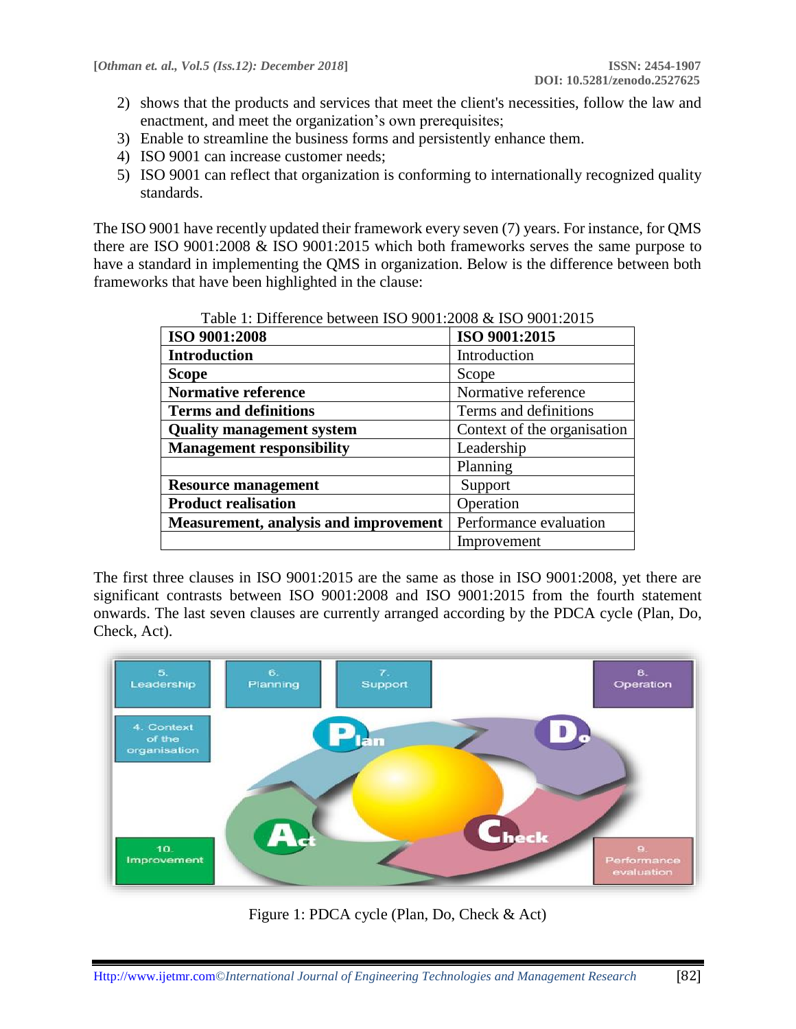2) shows that the products and services that meet the client's necessities, follow the law and enactment, and meet the organization's own prerequisites;
3) Enable to streamline the business forms and persistently enhance them.
4) ISO 9001 can increase customer needs;
5) ISO 9001 can reflect that organization is conforming to internationally recognized quality standards.

The ISO 9001 have recently updated their framework every seven (7) years. For instance, for QMS there are ISO 9001:2008 & ISO 9001:2015 which both frameworks serves the same purpose to have a standard in implementing the QMS in organization. Below is the difference between both frameworks that have been highlighted in the clause:

Table 1: Difference between ISO 9001:2008 & ISO 9001:2015

| ISO 9001:2008 | ISO 9001:2015 |
|---|---|
| **Introduction** | Introduction |
| **Scope** | Scope |
| **Normative reference** | Normative reference |
| **Terms and definitions** | Terms and definitions |
| **Quality management system** | Context of the organisation |
| **Management responsibility** | Leadership |
| | Planning |
| **Resource management** | Support |
| **Product realisation** | Operation |
| **Measurement, analysis and improvement** | Performance evaluation |
| | Improvement |

The first three clauses in ISO 9001:2015 are the same as those in ISO 9001:2008, yet there are significant contrasts between ISO 9001:2008 and ISO 9001:2015 from the fourth statement onwards. The last seven clauses are currently arranged according by the PDCA cycle (Plan, Do, Check, Act).

Figure 1: PDCA cycle (Plan, Do, Check & Act)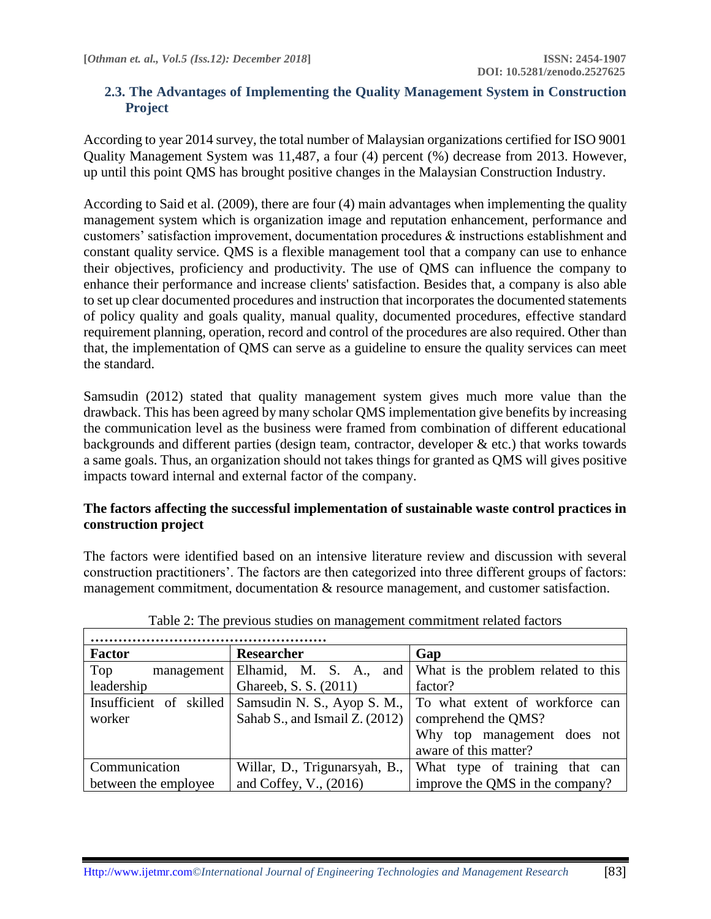## 2.3. The Advantages of Implementing the Quality Management System in Construction Project

According to year 2014 survey, the total number of Malaysian organizations certified for ISO 9001 Quality Management System was 11,487, a four (4) percent (%) decrease from 2013. However, up until this point QMS has brought positive changes in the Malaysian Construction Industry.

According to Said et al. (2009), there are four (4) main advantages when implementing the quality management system which is organization image and reputation enhancement, performance and customers' satisfaction improvement, documentation procedures & instructions establishment and constant quality service. QMS is a flexible management tool that a company can use to enhance their objectives, proficiency and productivity. The use of QMS can influence the company to enhance their performance and increase clients' satisfaction. Besides that, a company is also able to set up clear documented procedures and instruction that incorporates the documented statements of policy quality and goals quality, manual quality, documented procedures, effective standard requirement planning, operation, record and control of the procedures are also required. Other than that, the implementation of QMS can serve as a guideline to ensure the quality services can meet the standard.

Samsudin (2012) stated that quality management system gives much more value than the drawback. This has been agreed by many scholar QMS implementation give benefits by increasing the communication level as the business were framed from combination of different educational backgrounds and different parties (design team, contractor, developer & etc.) that works towards a same goals. Thus, an organization should not takes things for granted as QMS will gives positive impacts toward internal and external factor of the company.

**The factors affecting the successful implementation of sustainable waste control practices in construction project**

The factors were identified based on an intensive literature review and discussion with several construction practitioners'. The factors are then categorized into three different groups of factors: management commitment, documentation & resource management, and customer satisfaction.

Table 2: The previous studies on management commitment related factors

| Factor | Researcher | Gap |
|---|---|---|
| Top management leadership | Elhamid, M. S. A., and Ghareeb, S. S. (2011) | What is the problem related to this factor? |
| Insufficient of skilled worker | Samsudin N. S., Ayop S. M., Sahab S., and Ismail Z. (2012) | To what extent of workforce can comprehend the QMS? Why top management does not aware of this matter? |
| Communication between the employee | Willar, D., Trigunarsyah, B., and Coffey, V., (2016) | What type of training that can improve the QMS in the company? |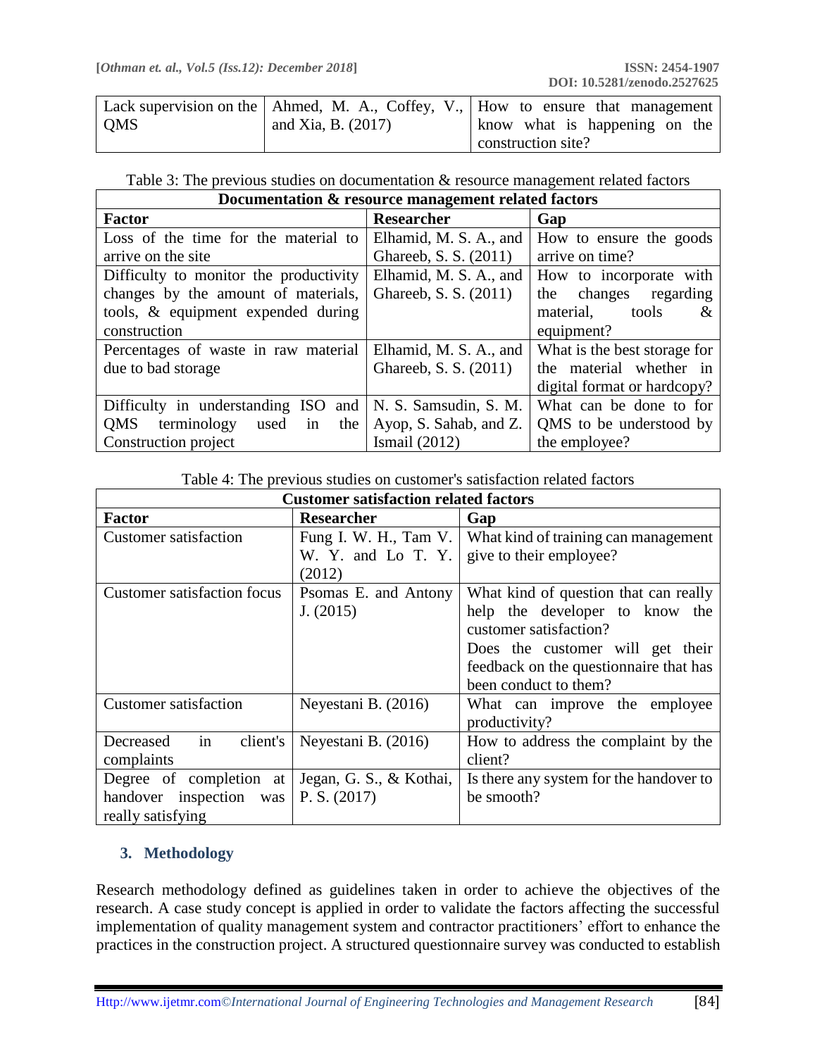| | | |
|---|---|---|
| Lack supervision on the QMS | Ahmed, M. A., Coffey, V., and Xia, B. (2017) | How to ensure that management know what is happening on the construction site? |

Table 3: The previous studies on documentation & resource management related factors

| **Documentation & resource management related factors** | | |
|---|---|---|
| **Factor** | **Researcher** | **Gap** |
| Loss of the time for the material to arrive on the site | Elhamid, M. S. A., and Ghareeb, S. S. (2011) | How to ensure the goods arrive on time? |
| Difficulty to monitor the productivity changes by the amount of materials, tools, & equipment expended during construction | Elhamid, M. S. A., and Ghareeb, S. S. (2011) | How to incorporate with the changes regarding material, tools & equipment? |
| Percentages of waste in raw material due to bad storage | Elhamid, M. S. A., and Ghareeb, S. S. (2011) | What is the best storage for the material whether in digital format or hardcopy? |
| Difficulty in understanding ISO and QMS terminology used in the Construction project | N. S. Samsudin, S. M. Ayop, S. Sahab, and Z. Ismail (2012) | What can be done to for QMS to be understood by the employee? |

Table 4: The previous studies on customer's satisfaction related factors

| **Customer satisfaction related factors** | | |
|---|---|---|
| **Factor** | **Researcher** | **Gap** |
| Customer satisfaction | Fung I. W. H., Tam V. W. Y. and Lo T. Y. (2012) | What kind of training can management give to their employee? |
| Customer satisfaction focus | Psomas E. and Antony J. (2015) | What kind of question that can really help the developer to know the customer satisfaction? Does the customer will get their feedback on the questionnaire that has been conduct to them? |
| Customer satisfaction | Neyestani B. (2016) | What can improve the employee productivity? |
| Decreased in client's complaints | Neyestani B. (2016) | How to address the complaint by the client? |
| Degree of completion at handover inspection was really satisfying | Jegan, G. S., & Kothai, P. S. (2017) | Is there any system for the handover to be smooth? |

## 3. Methodology

Research methodology defined as guidelines taken in order to achieve the objectives of the research. A case study concept is applied in order to validate the factors affecting the successful implementation of quality management system and contractor practitioners' effort to enhance the practices in the construction project. A structured questionnaire survey was conducted to establish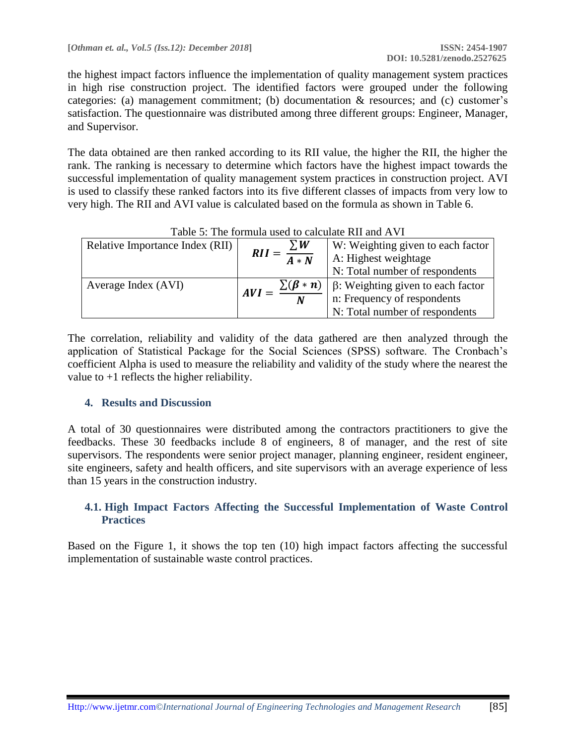the highest impact factors influence the implementation of quality management system practices in high rise construction project. The identified factors were grouped under the following categories: (a) management commitment; (b) documentation & resources; and (c) customer's satisfaction. The questionnaire was distributed among three different groups: Engineer, Manager, and Supervisor.

The data obtained are then ranked according to its RII value, the higher the RII, the higher the rank. The ranking is necessary to determine which factors have the highest impact towards the successful implementation of quality management system practices in construction project. AVI is used to classify these ranked factors into its five different classes of impacts from very low to very high. The RII and AVI value is calculated based on the formula as shown in Table 6.

Table 5: The formula used to calculate RII and AVI

| | | |
|---|---|---|
| Relative Importance Index (RII) | $RII = \frac{\sum W}{A * N}$ | W: Weighting given to each factor<br>A: Highest weightage<br>N: Total number of respondents |
| Average Index (AVI) | $AVI = \frac{\sum(\beta * n)}{N}$ | β: Weighting given to each factor<br>n: Frequency of respondents<br>N: Total number of respondents |

The correlation, reliability and validity of the data gathered are then analyzed through the application of Statistical Package for the Social Sciences (SPSS) software. The Cronbach's coefficient Alpha is used to measure the reliability and validity of the study where the nearest the value to +1 reflects the higher reliability.

## 4. Results and Discussion

A total of 30 questionnaires were distributed among the contractors practitioners to give the feedbacks. These 30 feedbacks include 8 of engineers, 8 of manager, and the rest of site supervisors. The respondents were senior project manager, planning engineer, resident engineer, site engineers, safety and health officers, and site supervisors with an average experience of less than 15 years in the construction industry.

### 4.1. High Impact Factors Affecting the Successful Implementation of Waste Control Practices

Based on the Figure 1, it shows the top ten (10) high impact factors affecting the successful implementation of sustainable waste control practices.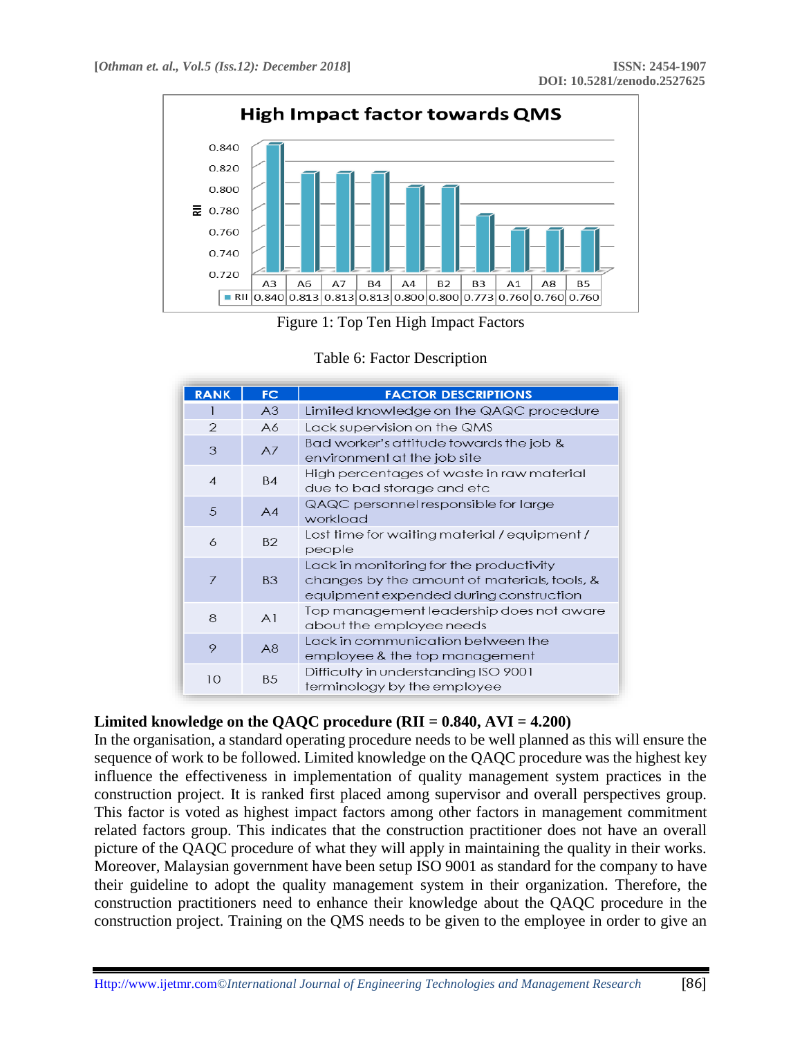**High Impact factor towards QMS**

| | A3 | A6 | A7 | B4 | A4 | B2 | B3 | A1 | A8 | B5 |
|---|---|---|---|---|---|---|---|---|---|---|
| RII | 0.840 | 0.813 | 0.813 | 0.813 | 0.800 | 0.800 | 0.773 | 0.760 | 0.760 | 0.760 |

Figure 1: Top Ten High Impact Factors

Table 6: Factor Description

| RANK | FC | FACTOR DESCRIPTIONS |
|---|---|---|
| 1 | A3 | Limited knowledge on the QAQC procedure |
| 2 | A6 | Lack supervision on the QMS |
| 3 | A7 | Bad worker's attitude towards the job & environment at the job site |
| 4 | B4 | High percentages of waste in raw material due to bad storage and etc |
| 5 | A4 | QAQC personnel responsible for large workload |
| 6 | B2 | Lost time for waiting material / equipment / people |
| 7 | B3 | Lack in monitoring for the productivity changes by the amount of materials, tools, & equipment expended during construction |
| 8 | A1 | Top management leadership does not aware about the employee needs |
| 9 | A8 | Lack in communication between the employee & the top management |
| 10 | B5 | Difficulty in understanding ISO 9001 terminology by the employee |

**Limited knowledge on the QAQC procedure (RII = 0.840, AVI = 4.200)**

In the organisation, a standard operating procedure needs to be well planned as this will ensure the sequence of work to be followed. Limited knowledge on the QAQC procedure was the highest key influence the effectiveness in implementation of quality management system practices in the construction project. It is ranked first placed among supervisor and overall perspectives group. This factor is voted as highest impact factors among other factors in management commitment related factors group. This indicates that the construction practitioner does not have an overall picture of the QAQC procedure of what they will apply in maintaining the quality in their works. Moreover, Malaysian government have been setup ISO 9001 as standard for the company to have their guideline to adopt the quality management system in their organization. Therefore, the construction practitioners need to enhance their knowledge about the QAQC procedure in the construction project. Training on the QMS needs to be given to the employee in order to give an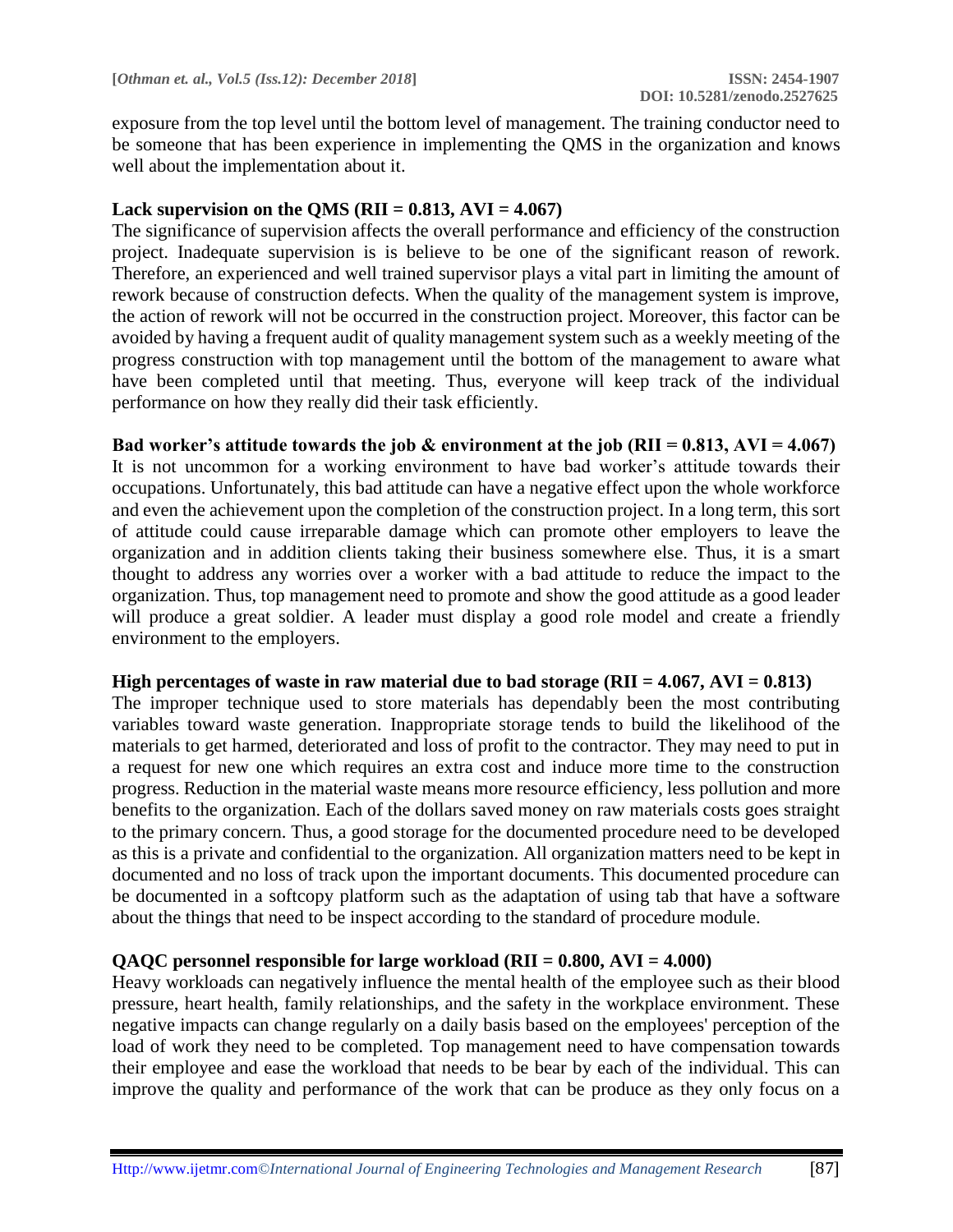exposure from the top level until the bottom level of management. The training conductor need to be someone that has been experience in implementing the QMS in the organization and knows well about the implementation about it.

**Lack supervision on the QMS (RII = 0.813, AVI = 4.067)**

The significance of supervision affects the overall performance and efficiency of the construction project. Inadequate supervision is is believe to be one of the significant reason of rework. Therefore, an experienced and well trained supervisor plays a vital part in limiting the amount of rework because of construction defects. When the quality of the management system is improve, the action of rework will not be occurred in the construction project. Moreover, this factor can be avoided by having a frequent audit of quality management system such as a weekly meeting of the progress construction with top management until the bottom of the management to aware what have been completed until that meeting. Thus, everyone will keep track of the individual performance on how they really did their task efficiently.

**Bad worker's attitude towards the job & environment at the job (RII = 0.813, AVI = 4.067)**

It is not uncommon for a working environment to have bad worker's attitude towards their occupations. Unfortunately, this bad attitude can have a negative effect upon the whole workforce and even the achievement upon the completion of the construction project. In a long term, this sort of attitude could cause irreparable damage which can promote other employers to leave the organization and in addition clients taking their business somewhere else. Thus, it is a smart thought to address any worries over a worker with a bad attitude to reduce the impact to the organization. Thus, top management need to promote and show the good attitude as a good leader will produce a great soldier. A leader must display a good role model and create a friendly environment to the employers.

**High percentages of waste in raw material due to bad storage (RII = 4.067, AVI = 0.813)**

The improper technique used to store materials has dependably been the most contributing variables toward waste generation. Inappropriate storage tends to build the likelihood of the materials to get harmed, deteriorated and loss of profit to the contractor. They may need to put in a request for new one which requires an extra cost and induce more time to the construction progress. Reduction in the material waste means more resource efficiency, less pollution and more benefits to the organization. Each of the dollars saved money on raw materials costs goes straight to the primary concern. Thus, a good storage for the documented procedure need to be developed as this is a private and confidential to the organization. All organization matters need to be kept in documented and no loss of track upon the important documents. This documented procedure can be documented in a softcopy platform such as the adaptation of using tab that have a software about the things that need to be inspect according to the standard of procedure module.

**QAQC personnel responsible for large workload (RII = 0.800, AVI = 4.000)**

Heavy workloads can negatively influence the mental health of the employee such as their blood pressure, heart health, family relationships, and the safety in the workplace environment. These negative impacts can change regularly on a daily basis based on the employees' perception of the load of work they need to be completed. Top management need to have compensation towards their employee and ease the workload that needs to be bear by each of the individual. This can improve the quality and performance of the work that can be produce as they only focus on a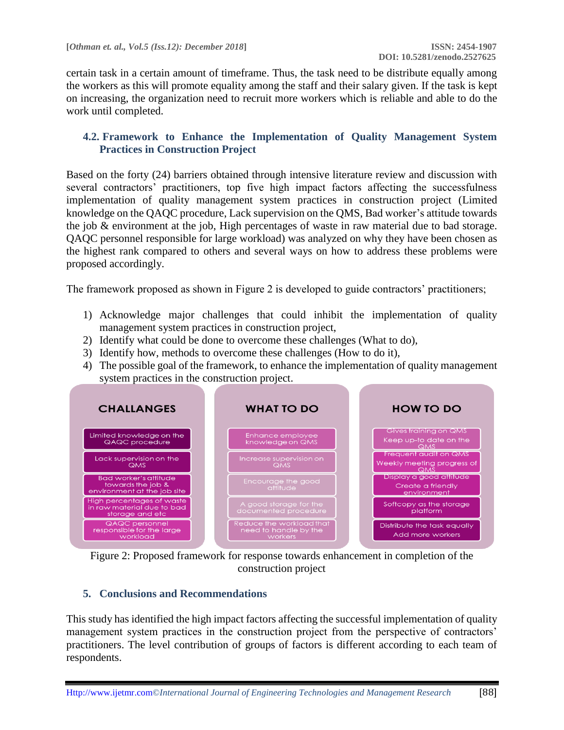certain task in a certain amount of timeframe. Thus, the task need to be distribute equally among the workers as this will promote equality among the staff and their salary given. If the task is kept on increasing, the organization need to recruit more workers which is reliable and able to do the work until completed.

### 4.2. Framework to Enhance the Implementation of Quality Management System Practices in Construction Project

Based on the forty (24) barriers obtained through intensive literature review and discussion with several contractors' practitioners, top five high impact factors affecting the successfulness implementation of quality management system practices in construction project (Limited knowledge on the QAQC procedure, Lack supervision on the QMS, Bad worker's attitude towards the job & environment at the job, High percentages of waste in raw material due to bad storage. QAQC personnel responsible for large workload) was analyzed on why they have been chosen as the highest rank compared to others and several ways on how to address these problems were proposed accordingly.

The framework proposed as shown in Figure 2 is developed to guide contractors' practitioners;

1) Acknowledge major challenges that could inhibit the implementation of quality management system practices in construction project,
2) Identify what could be done to overcome these challenges (What to do),
3) Identify how, methods to overcome these challenges (How to do it),
4) The possible goal of the framework, to enhance the implementation of quality management system practices in the construction project.

| CHALLANGES | WHAT TO DO | HOW TO DO |
|---|---|---|
| Limited knowledge on the QAQC procedure | Enhance employee knowledge on QMS | Gives training on QMS<br>Keep up-to date on the QMS |
| Lack supervision on the QMS | Increase supervision on QMS | Frequent audit on QMS<br>Weekly meeting progress of QMS |
| Bad worker's attitude towards the job & environment at the job site | Encourage the good attitude | Display a good attitude<br>Create a friendly environment |
| High percentages of waste in raw material due to bad storage and etc | A good storage for the documented procedure | Softcopy as the storage platform |
| QAQC personnel responsible for the large workload | Reduce the workload that need to handle by the workers | Distribute the task equally<br>Add more workers |

Figure 2: Proposed framework for response towards enhancement in completion of the construction project

## 5. Conclusions and Recommendations

This study has identified the high impact factors affecting the successful implementation of quality management system practices in the construction project from the perspective of contractors' practitioners. The level contribution of groups of factors is different according to each team of respondents.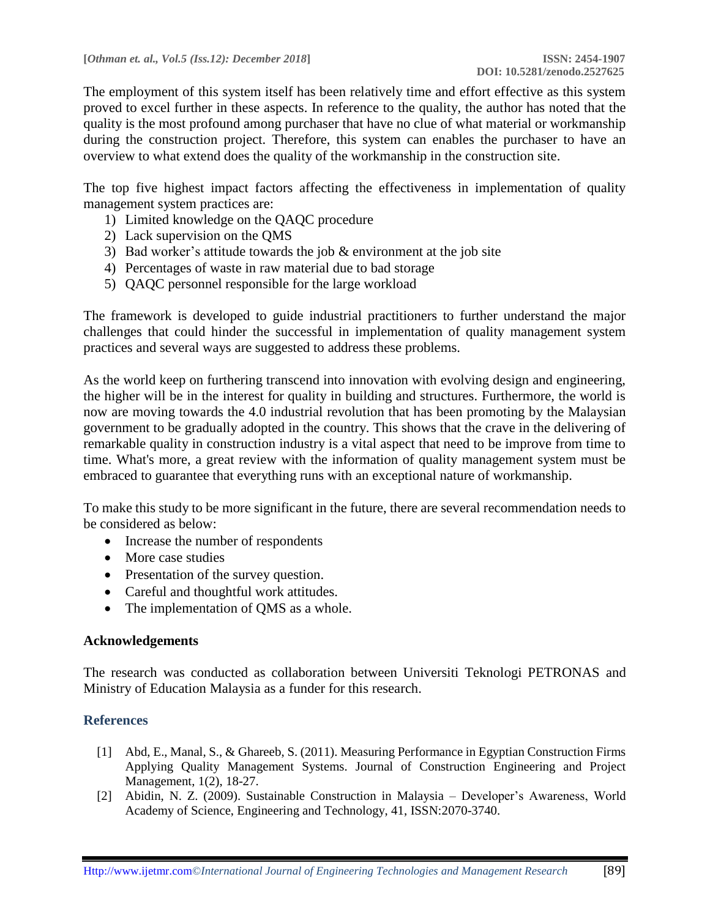The employment of this system itself has been relatively time and effort effective as this system proved to excel further in these aspects. In reference to the quality, the author has noted that the quality is the most profound among purchaser that have no clue of what material or workmanship during the construction project. Therefore, this system can enables the purchaser to have an overview to what extend does the quality of the workmanship in the construction site.

The top five highest impact factors affecting the effectiveness in implementation of quality management system practices are:

1) Limited knowledge on the QAQC procedure
2) Lack supervision on the QMS
3) Bad worker's attitude towards the job & environment at the job site
4) Percentages of waste in raw material due to bad storage
5) QAQC personnel responsible for the large workload

The framework is developed to guide industrial practitioners to further understand the major challenges that could hinder the successful in implementation of quality management system practices and several ways are suggested to address these problems.

As the world keep on furthering transcend into innovation with evolving design and engineering, the higher will be in the interest for quality in building and structures. Furthermore, the world is now are moving towards the 4.0 industrial revolution that has been promoting by the Malaysian government to be gradually adopted in the country. This shows that the crave in the delivering of remarkable quality in construction industry is a vital aspect that need to be improve from time to time. What's more, a great review with the information of quality management system must be embraced to guarantee that everything runs with an exceptional nature of workmanship.

To make this study to be more significant in the future, there are several recommendation needs to be considered as below:

- Increase the number of respondents
- More case studies
- Presentation of the survey question.
- Careful and thoughtful work attitudes.
- The implementation of QMS as a whole.

## Acknowledgements

The research was conducted as collaboration between Universiti Teknologi PETRONAS and Ministry of Education Malaysia as a funder for this research.

## References

[1] Abd, E., Manal, S., & Ghareeb, S. (2011). Measuring Performance in Egyptian Construction Firms Applying Quality Management Systems. Journal of Construction Engineering and Project Management, 1(2), 18-27.

[2] Abidin, N. Z. (2009). Sustainable Construction in Malaysia – Developer's Awareness, World Academy of Science, Engineering and Technology, 41, ISSN:2070-3740.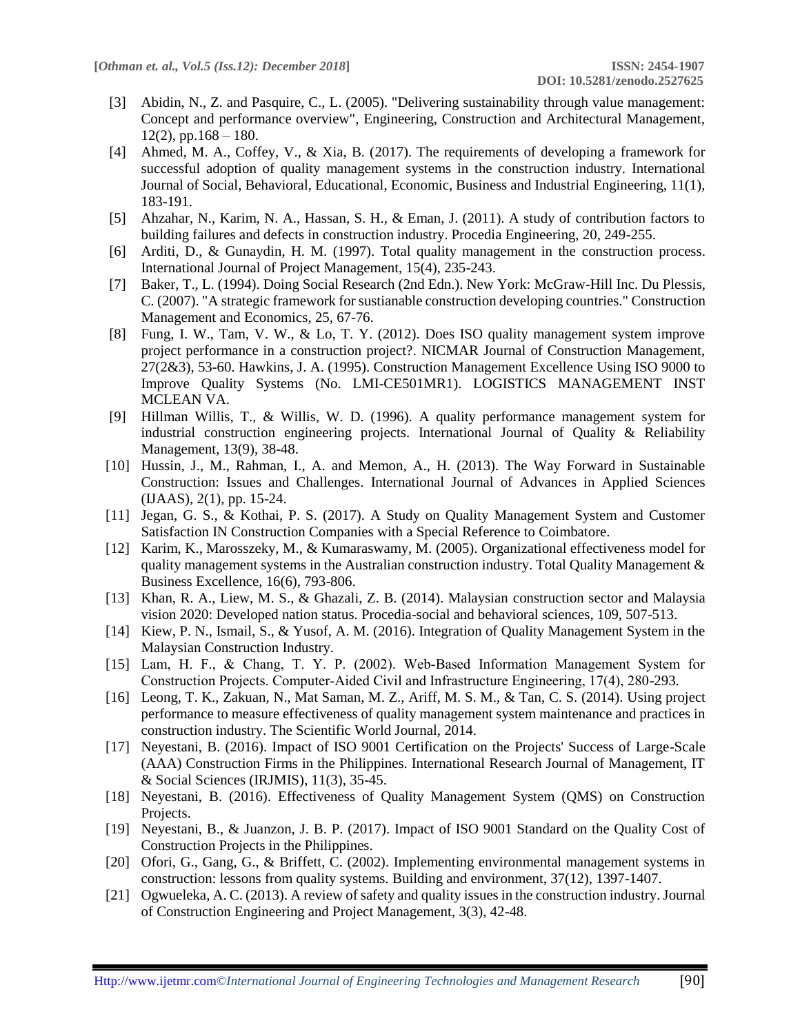[3] Abidin, N., Z. and Pasquire, C., L. (2005). "Delivering sustainability through value management: Concept and performance overview", Engineering, Construction and Architectural Management, 12(2), pp.168 – 180.

[4] Ahmed, M. A., Coffey, V., & Xia, B. (2017). The requirements of developing a framework for successful adoption of quality management systems in the construction industry. International Journal of Social, Behavioral, Educational, Economic, Business and Industrial Engineering, 11(1), 183-191.

[5] Ahzahar, N., Karim, N. A., Hassan, S. H., & Eman, J. (2011). A study of contribution factors to building failures and defects in construction industry. Procedia Engineering, 20, 249-255.

[6] Arditi, D., & Gunaydin, H. M. (1997). Total quality management in the construction process. International Journal of Project Management, 15(4), 235-243.

[7] Baker, T., L. (1994). Doing Social Research (2nd Edn.). New York: McGraw-Hill Inc. Du Plessis, C. (2007). "A strategic framework for sustainable construction developing countries." Construction Management and Economics, 25, 67-76.

[8] Fung, I. W., Tam, V. W., & Lo, T. Y. (2012). Does ISO quality management system improve project performance in a construction project?. NICMAR Journal of Construction Management, 27(2&3), 53-60. Hawkins, J. A. (1995). Construction Management Excellence Using ISO 9000 to Improve Quality Systems (No. LMI-CE501MR1). LOGISTICS MANAGEMENT INST MCLEAN VA.

[9] Hillman Willis, T., & Willis, W. D. (1996). A quality performance management system for industrial construction engineering projects. International Journal of Quality & Reliability Management, 13(9), 38-48.

[10] Hussin, J., M., Rahman, I., A. and Memon, A., H. (2013). The Way Forward in Sustainable Construction: Issues and Challenges. International Journal of Advances in Applied Sciences (IJAAS), 2(1), pp. 15-24.

[11] Jegan, G. S., & Kothai, P. S. (2017). A Study on Quality Management System and Customer Satisfaction IN Construction Companies with a Special Reference to Coimbatore.

[12] Karim, K., Marosszeky, M., & Kumaraswamy, M. (2005). Organizational effectiveness model for quality management systems in the Australian construction industry. Total Quality Management & Business Excellence, 16(6), 793-806.

[13] Khan, R. A., Liew, M. S., & Ghazali, Z. B. (2014). Malaysian construction sector and Malaysia vision 2020: Developed nation status. Procedia-social and behavioral sciences, 109, 507-513.

[14] Kiew, P. N., Ismail, S., & Yusof, A. M. (2016). Integration of Quality Management System in the Malaysian Construction Industry.

[15] Lam, H. F., & Chang, T. Y. P. (2002). Web-Based Information Management System for Construction Projects. Computer-Aided Civil and Infrastructure Engineering, 17(4), 280-293.

[16] Leong, T. K., Zakuan, N., Mat Saman, M. Z., Ariff, M. S. M., & Tan, C. S. (2014). Using project performance to measure effectiveness of quality management system maintenance and practices in construction industry. The Scientific World Journal, 2014.

[17] Neyestani, B. (2016). Impact of ISO 9001 Certification on the Projects' Success of Large-Scale (AAA) Construction Firms in the Philippines. International Research Journal of Management, IT & Social Sciences (IRJMIS), 11(3), 35-45.

[18] Neyestani, B. (2016). Effectiveness of Quality Management System (QMS) on Construction Projects.

[19] Neyestani, B., & Juanzon, J. B. P. (2017). Impact of ISO 9001 Standard on the Quality Cost of Construction Projects in the Philippines.

[20] Ofori, G., Gang, G., & Briffett, C. (2002). Implementing environmental management systems in construction: lessons from quality systems. Building and environment, 37(12), 1397-1407.

[21] Ogwueleka, A. C. (2013). A review of safety and quality issues in the construction industry. Journal of Construction Engineering and Project Management, 3(3), 42-48.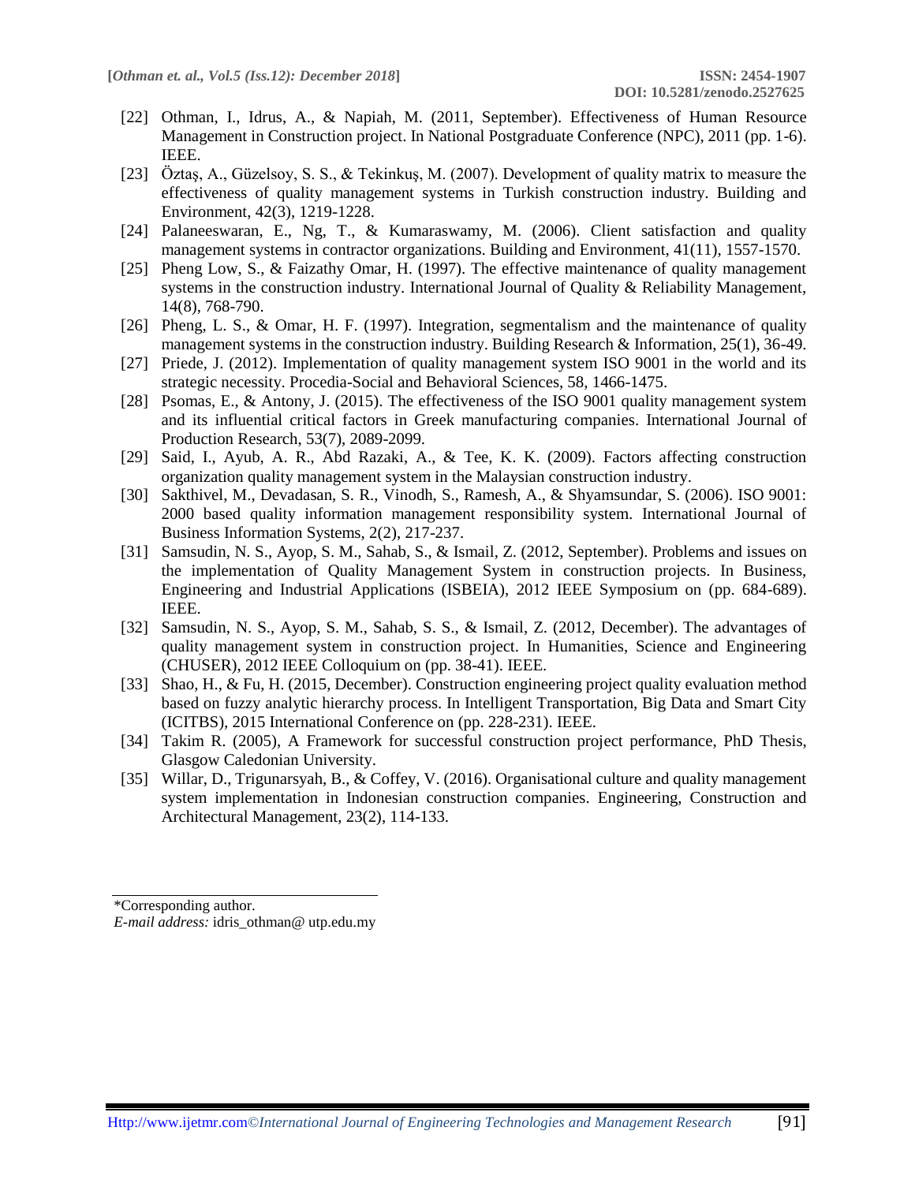[22] Othman, I., Idrus, A., & Napiah, M. (2011, September). Effectiveness of Human Resource Management in Construction project. In National Postgraduate Conference (NPC), 2011 (pp. 1-6). IEEE.

[23] Öztaş, A., Güzelsoy, S. S., & Tekinkuş, M. (2007). Development of quality matrix to measure the effectiveness of quality management systems in Turkish construction industry. Building and Environment, 42(3), 1219-1228.

[24] Palaneeswaran, E., Ng, T., & Kumaraswamy, M. (2006). Client satisfaction and quality management systems in contractor organizations. Building and Environment, 41(11), 1557-1570.

[25] Pheng Low, S., & Faizathy Omar, H. (1997). The effective maintenance of quality management systems in the construction industry. International Journal of Quality & Reliability Management, 14(8), 768-790.

[26] Pheng, L. S., & Omar, H. F. (1997). Integration, segmentalism and the maintenance of quality management systems in the construction industry. Building Research & Information, 25(1), 36-49.

[27] Priede, J. (2012). Implementation of quality management system ISO 9001 in the world and its strategic necessity. Procedia-Social and Behavioral Sciences, 58, 1466-1475.

[28] Psomas, E., & Antony, J. (2015). The effectiveness of the ISO 9001 quality management system and its influential critical factors in Greek manufacturing companies. International Journal of Production Research, 53(7), 2089-2099.

[29] Said, I., Ayub, A. R., Abd Razaki, A., & Tee, K. K. (2009). Factors affecting construction organization quality management system in the Malaysian construction industry.

[30] Sakthivel, M., Devadasan, S. R., Vinodh, S., Ramesh, A., & Shyamsundar, S. (2006). ISO 9001: 2000 based quality information management responsibility system. International Journal of Business Information Systems, 2(2), 217-237.

[31] Samsudin, N. S., Ayop, S. M., Sahab, S., & Ismail, Z. (2012, September). Problems and issues on the implementation of Quality Management System in construction projects. In Business, Engineering and Industrial Applications (ISBEIA), 2012 IEEE Symposium on (pp. 684-689). IEEE.

[32] Samsudin, N. S., Ayop, S. M., Sahab, S. S., & Ismail, Z. (2012, December). The advantages of quality management system in construction project. In Humanities, Science and Engineering (CHUSER), 2012 IEEE Colloquium on (pp. 38-41). IEEE.

[33] Shao, H., & Fu, H. (2015, December). Construction engineering project quality evaluation method based on fuzzy analytic hierarchy process. In Intelligent Transportation, Big Data and Smart City (ICITBS), 2015 International Conference on (pp. 228-231). IEEE.

[34] Takim R. (2005), A Framework for successful construction project performance, PhD Thesis, Glasgow Caledonian University.

[35] Willar, D., Trigunarsyah, B., & Coffey, V. (2016). Organisational culture and quality management system implementation in Indonesian construction companies. Engineering, Construction and Architectural Management, 23(2), 114-133.

---

*Corresponding author.

*E-mail address:* idris_othman@ utp.edu.my